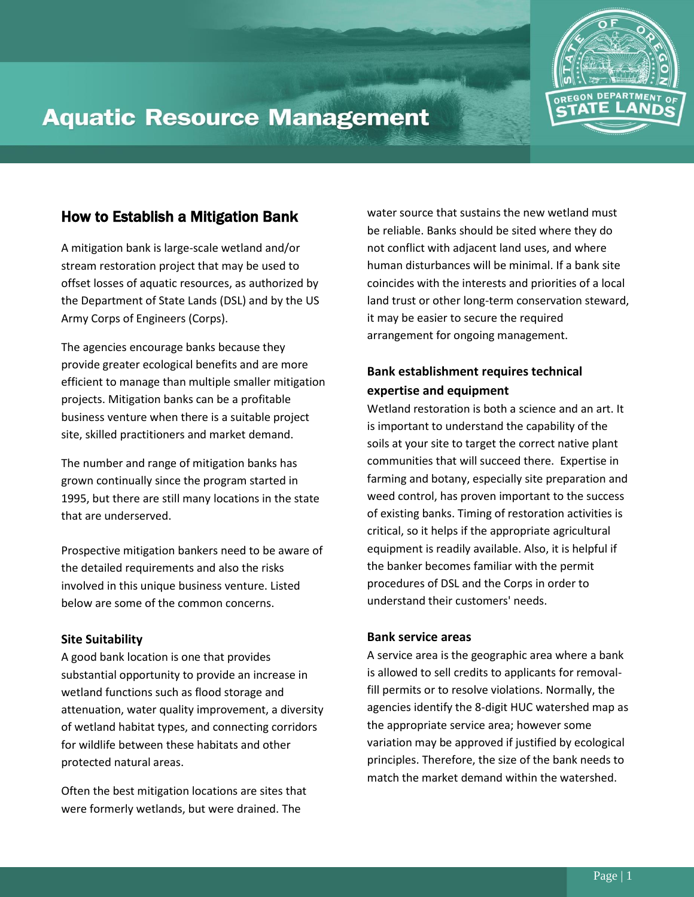# Aquatic Resource Management

## How to Establish a Mitigation Bank

A mitigation bank is large-scale wetland and/or stream restoration project that may be used to offset losses of aquatic resources, as authorized by the Department of State Lands (DSL) and by the US Army Corps of Engineers (Corps).

The agencies encourage banks because they provide greater ecological benefits and are more efficient to manage than multiple smaller mitigation projects. Mitigation banks can be a profitable business venture when there is a suitable project site, skilled practitioners and market demand.

The number and range of mitigation banks has grown continually since the program started in 1995, but there are still many locations in the state that are underserved.

Prospective mitigation bankers need to be aware of the detailed requirements and also the risks involved in this unique business venture. Listed below are some of the common concerns.

### Site Suitability

A good bank location is one that provides substantial opportunity to provide an increase in wetland functions such as flood storage and attenuation, water quality improvement, a diversity of wetland habitat types, and connecting corridors for wildlife between these habitats and other protected natural areas.

Often the best mitigation locations are sites that were formerly wetlands, but were drained. The water source that sustains the new wetland must be reliable. Banks should be sited where they do not conflict with adjacent land uses, and where human disturbances will be minimal. If a bank site coincides with the interests and priorities of a local land trust or other long-term conservation steward, it may be easier to secure the required arrangement for ongoing management.

### Bank establishment requires technical expertise and equipment

Wetland restoration is both a science and an art. It is important to understand the capability of the soils at your site to target the correct native plant communities that will succeed there. Expertise in farming and botany, especially site preparation and weed control, has proven important to the success of existing banks. Timing of restoration activities is critical, so it helps if the appropriate agricultural equipment is readily available. Also, it is helpful if the banker becomes familiar with the permit procedures of DSL and the Corps in order to understand their customers' needs.

### Bank service areas

A service area is the geographic area where a bank is allowed to sell credits to applicants for removal-fill permits or to resolve violations. Normally, the agencies identify the 8-digit HUC watershed map as the appropriate service area; however some variation may be approved if justified by ecological principles. Therefore, the size of the bank needs to match the market demand within the watershed.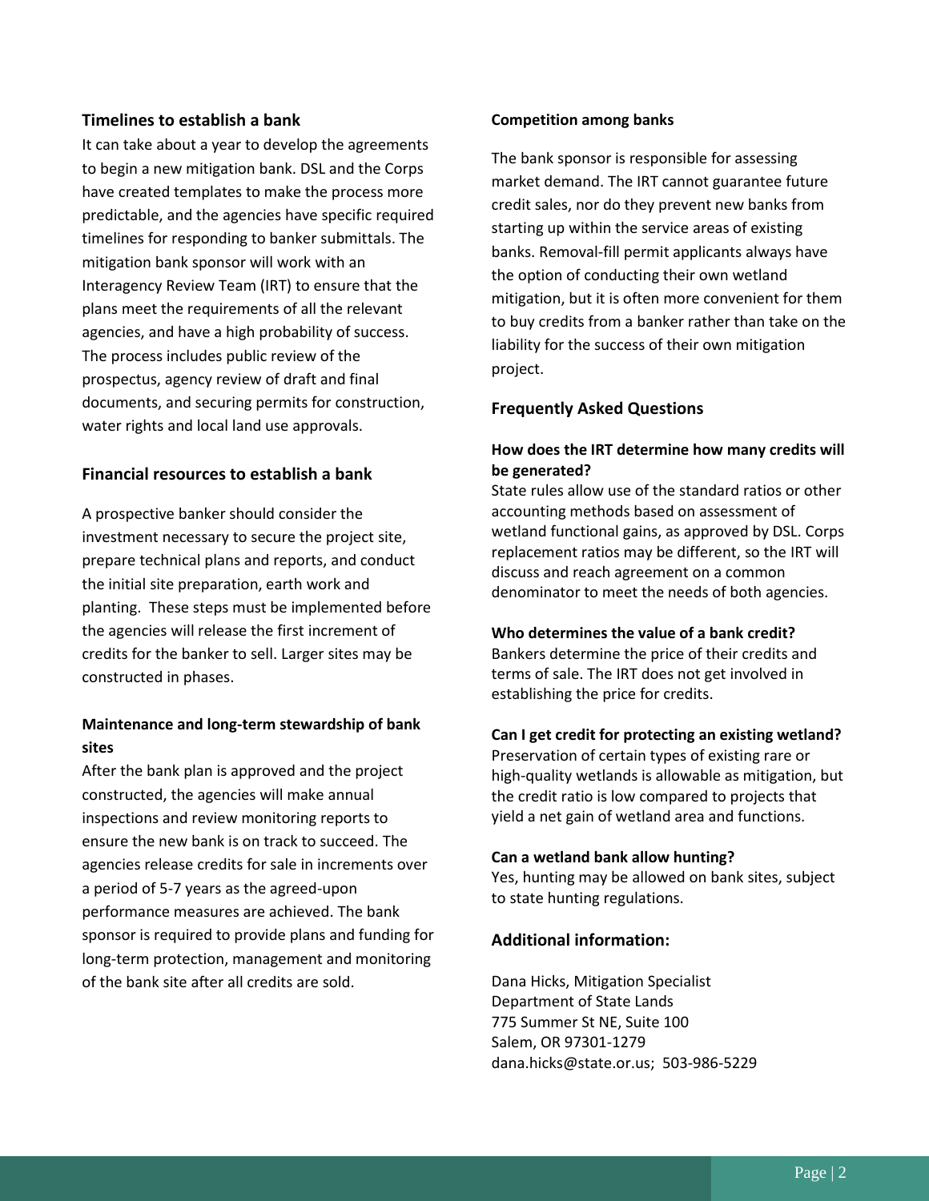## Timelines to establish a bank

It can take about a year to develop the agreements to begin a new mitigation bank. DSL and the Corps have created templates to make the process more predictable, and the agencies have specific required timelines for responding to banker submittals. The mitigation bank sponsor will work with an Interagency Review Team (IRT) to ensure that the plans meet the requirements of all the relevant agencies, and have a high probability of success. The process includes public review of the prospectus, agency review of draft and final documents, and securing permits for construction, water rights and local land use approvals.

## Financial resources to establish a bank

A prospective banker should consider the investment necessary to secure the project site, prepare technical plans and reports, and conduct the initial site preparation, earth work and planting. These steps must be implemented before the agencies will release the first increment of credits for the banker to sell. Larger sites may be constructed in phases.

### Maintenance and long-term stewardship of bank sites

After the bank plan is approved and the project constructed, the agencies will make annual inspections and review monitoring reports to ensure the new bank is on track to succeed. The agencies release credits for sale in increments over a period of 5-7 years as the agreed-upon performance measures are achieved. The bank sponsor is required to provide plans and funding for long-term protection, management and monitoring of the bank site after all credits are sold.

### Competition among banks

The bank sponsor is responsible for assessing market demand. The IRT cannot guarantee future credit sales, nor do they prevent new banks from starting up within the service areas of existing banks. Removal-fill permit applicants always have the option of conducting their own wetland mitigation, but it is often more convenient for them to buy credits from a banker rather than take on the liability for the success of their own mitigation project.

## Frequently Asked Questions

**How does the IRT determine how many credits will be generated?**
State rules allow use of the standard ratios or other accounting methods based on assessment of wetland functional gains, as approved by DSL. Corps replacement ratios may be different, so the IRT will discuss and reach agreement on a common denominator to meet the needs of both agencies.

**Who determines the value of a bank credit?**
Bankers determine the price of their credits and terms of sale. The IRT does not get involved in establishing the price for credits.

**Can I get credit for protecting an existing wetland?**
Preservation of certain types of existing rare or high-quality wetlands is allowable as mitigation, but the credit ratio is low compared to projects that yield a net gain of wetland area and functions.

**Can a wetland bank allow hunting?**
Yes, hunting may be allowed on bank sites, subject to state hunting regulations.

## Additional information:

Dana Hicks, Mitigation Specialist
Department of State Lands
775 Summer St NE, Suite 100
Salem, OR 97301-1279
dana.hicks@state.or.us; 503-986-5229